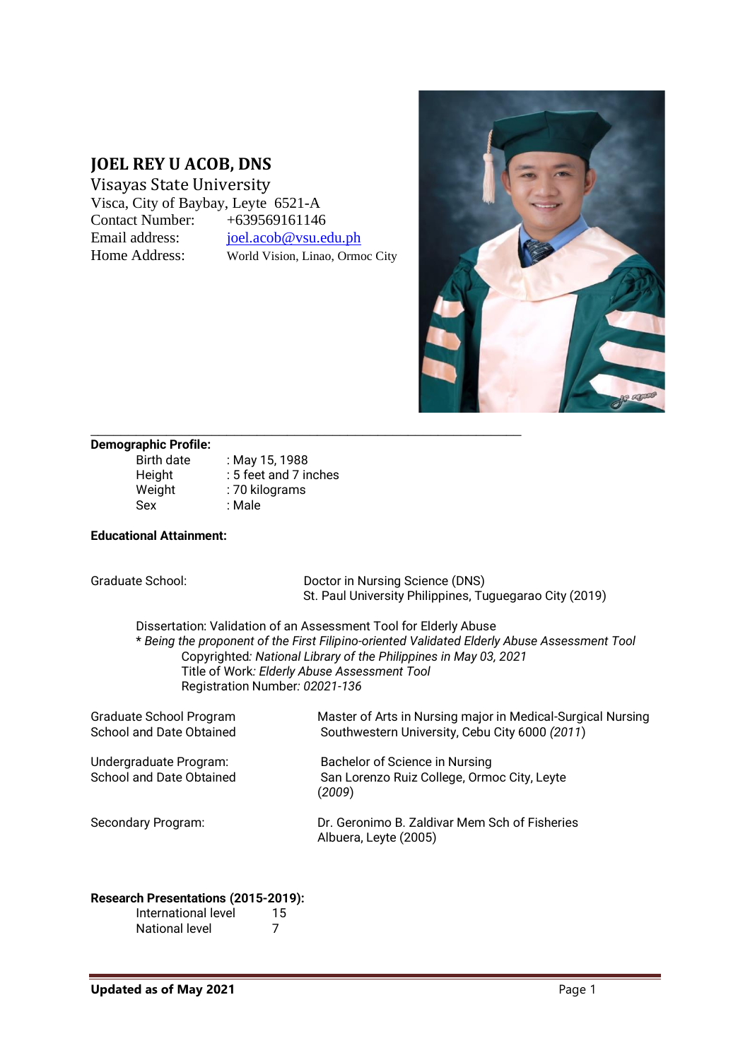# JOEL REY U ACOB, DNS

Visayas State University
Visca, City of Baybay, Leyte 6521-A
Contact Number: +639569161146
Email address: joel.acob@vsu.edu.ph
Home Address: World Vision, Linao, Ormoc City

**Demographic Profile:**

| | |
|---|---|
| Birth date | : May 15, 1988 |
| Height | : 5 feet and 7 inches |
| Weight | : 70 kilograms |
| Sex | : Male |

**Educational Attainment:**

Graduate School: Doctor in Nursing Science (DNS)
St. Paul University Philippines, Tuguegarao City (2019)

Dissertation: Validation of an Assessment Tool for Elderly Abuse
* *Being the proponent of the First Filipino-oriented Validated Elderly Abuse Assessment Tool*
Copyrighted*: National Library of the Philippines in May 03, 2021*
Title of Work*: Elderly Abuse Assessment Tool*
Registration Number*: 02021-136*

Graduate School Program
School and Date Obtained: Master of Arts in Nursing major in Medical-Surgical Nursing
Southwestern University, Cebu City 6000 *(2011*)

Undergraduate Program:
School and Date Obtained: Bachelor of Science in Nursing
San Lorenzo Ruiz College, Ormoc City, Leyte
(*2009*)

Secondary Program: Dr. Geronimo B. Zaldivar Mem Sch of Fisheries
Albuera, Leyte (2005)

**Research Presentations (2015-2019):**

| | |
|---|---|
| International level | 15 |
| National level | 7 |

**Updated as of May 2021**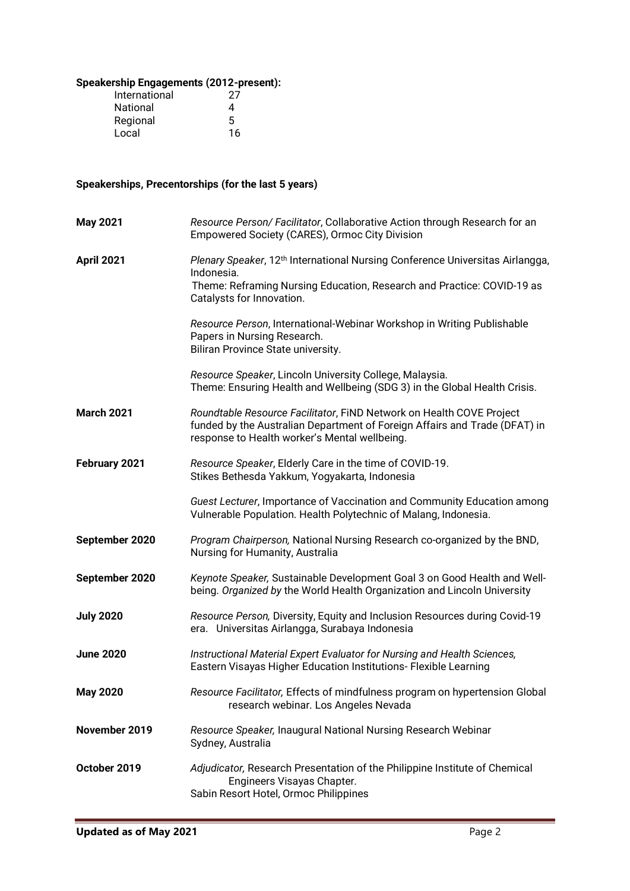**Speakership Engagements (2012-present):**

| | |
|---|---|
| International | 27 |
| National | 4 |
| Regional | 5 |
| Local | 16 |

**Speakerships, Precentorships (for the last 5 years)**

| | |
|---|---|
| **May 2021** | *Resource Person/ Facilitator*, Collaborative Action through Research for an Empowered Society (CARES), Ormoc City Division |
| **April 2021** | *Plenary Speaker*, 12th International Nursing Conference Universitas Airlangga, Indonesia. Theme: Reframing Nursing Education, Research and Practice: COVID-19 as Catalysts for Innovation. |
| | *Resource Person*, International-Webinar Workshop in Writing Publishable Papers in Nursing Research. Biliran Province State university. |
| | *Resource Speaker*, Lincoln University College, Malaysia. Theme: Ensuring Health and Wellbeing (SDG 3) in the Global Health Crisis. |
| **March 2021** | *Roundtable Resource Facilitator*, FiND Network on Health COVE Project funded by the Australian Department of Foreign Affairs and Trade (DFAT) in response to Health worker's Mental wellbeing. |
| **February 2021** | *Resource Speaker*, Elderly Care in the time of COVID-19. Stikes Bethesda Yakkum, Yogyakarta, Indonesia |
| | *Guest Lecturer*, Importance of Vaccination and Community Education among Vulnerable Population. Health Polytechnic of Malang, Indonesia. |
| **September 2020** | *Program Chairperson,* National Nursing Research co-organized by the BND, Nursing for Humanity, Australia |
| **September 2020** | *Keynote Speaker,* Sustainable Development Goal 3 on Good Health and Well-being. *Organized by* the World Health Organization and Lincoln University |
| **July 2020** | *Resource Person,* Diversity, Equity and Inclusion Resources during Covid-19 era. Universitas Airlangga, Surabaya Indonesia |
| **June 2020** | *Instructional Material Expert Evaluator for Nursing and Health Sciences,* Eastern Visayas Higher Education Institutions- Flexible Learning |
| **May 2020** | *Resource Facilitator,* Effects of mindfulness program on hypertension Global research webinar. Los Angeles Nevada |
| **November 2019** | *Resource Speaker,* Inaugural National Nursing Research Webinar Sydney, Australia |
| **October 2019** | *Adjudicator,* Research Presentation of the Philippine Institute of Chemical Engineers Visayas Chapter. Sabin Resort Hotel, Ormoc Philippines |

**Updated as of May 2021**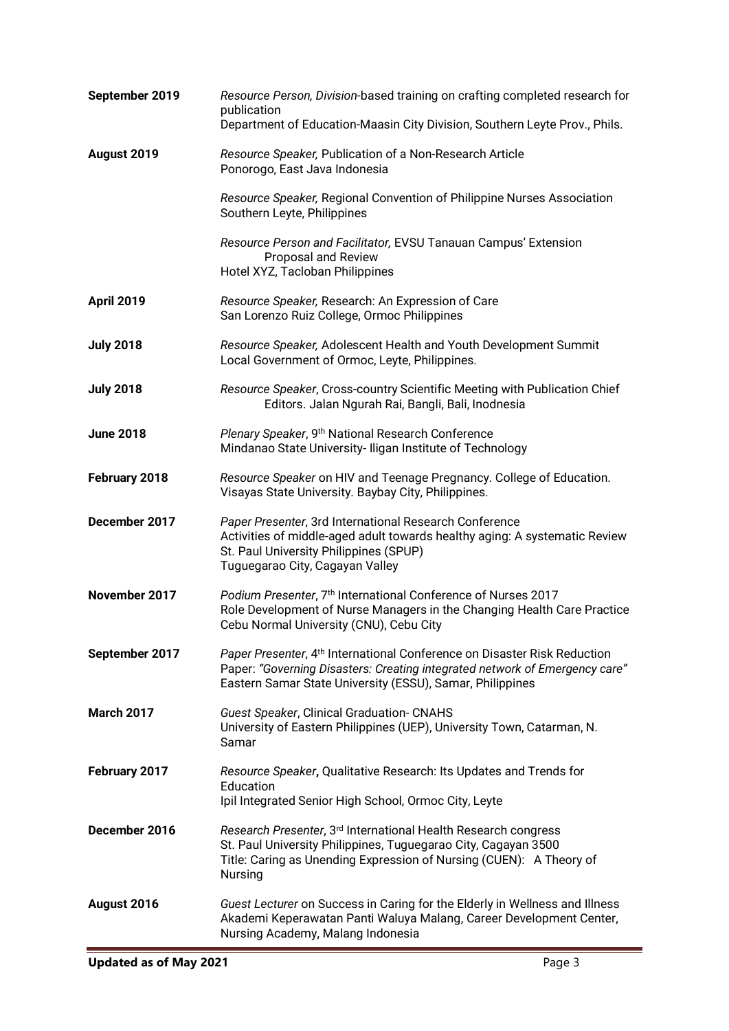**September 2019** *Resource Person, Division*-based training on crafting completed research for publication
Department of Education-Maasin City Division, Southern Leyte Prov., Phils.

**August 2019** *Resource Speaker,* Publication of a Non-Research Article
Ponorogo, East Java Indonesia

*Resource Speaker,* Regional Convention of Philippine Nurses Association
Southern Leyte, Philippines

*Resource Person and Facilitator,* EVSU Tanauan Campus' Extension Proposal and Review
Hotel XYZ, Tacloban Philippines

**April 2019** *Resource Speaker,* Research: An Expression of Care
San Lorenzo Ruiz College, Ormoc Philippines

**July 2018** *Resource Speaker,* Adolescent Health and Youth Development Summit
Local Government of Ormoc, Leyte, Philippines.

**July 2018** *Resource Speaker*, Cross-country Scientific Meeting with Publication Chief Editors. Jalan Ngurah Rai, Bangli, Bali, Inodnesia

**June 2018** *Plenary Speaker*, 9th National Research Conference
Mindanao State University- Iligan Institute of Technology

**February 2018** *Resource Speaker* on HIV and Teenage Pregnancy. College of Education. Visayas State University. Baybay City, Philippines.

**December 2017** *Paper Presenter*, 3rd International Research Conference
Activities of middle-aged adult towards healthy aging: A systematic Review
St. Paul University Philippines (SPUP)
Tuguegarao City, Cagayan Valley

**November 2017** *Podium Presenter*, 7th International Conference of Nurses 2017
Role Development of Nurse Managers in the Changing Health Care Practice
Cebu Normal University (CNU), Cebu City

**September 2017** *Paper Presenter*, 4th International Conference on Disaster Risk Reduction
Paper: *"Governing Disasters: Creating integrated network of Emergency care"*
Eastern Samar State University (ESSU), Samar, Philippines

**March 2017** *Guest Speaker*, Clinical Graduation- CNAHS
University of Eastern Philippines (UEP), University Town, Catarman, N. Samar

**February 2017** *Resource Speaker***,** Qualitative Research: Its Updates and Trends for Education
Ipil Integrated Senior High School, Ormoc City, Leyte

**December 2016** *Research Presenter*, 3rd International Health Research congress
St. Paul University Philippines, Tuguegarao City, Cagayan 3500
Title: Caring as Unending Expression of Nursing (CUEN): A Theory of Nursing

**August 2016** *Guest Lecturer* on Success in Caring for the Elderly in Wellness and Illness
Akademi Keperawatan Panti Waluya Malang, Career Development Center, Nursing Academy, Malang Indonesia

**Updated as of May 2021**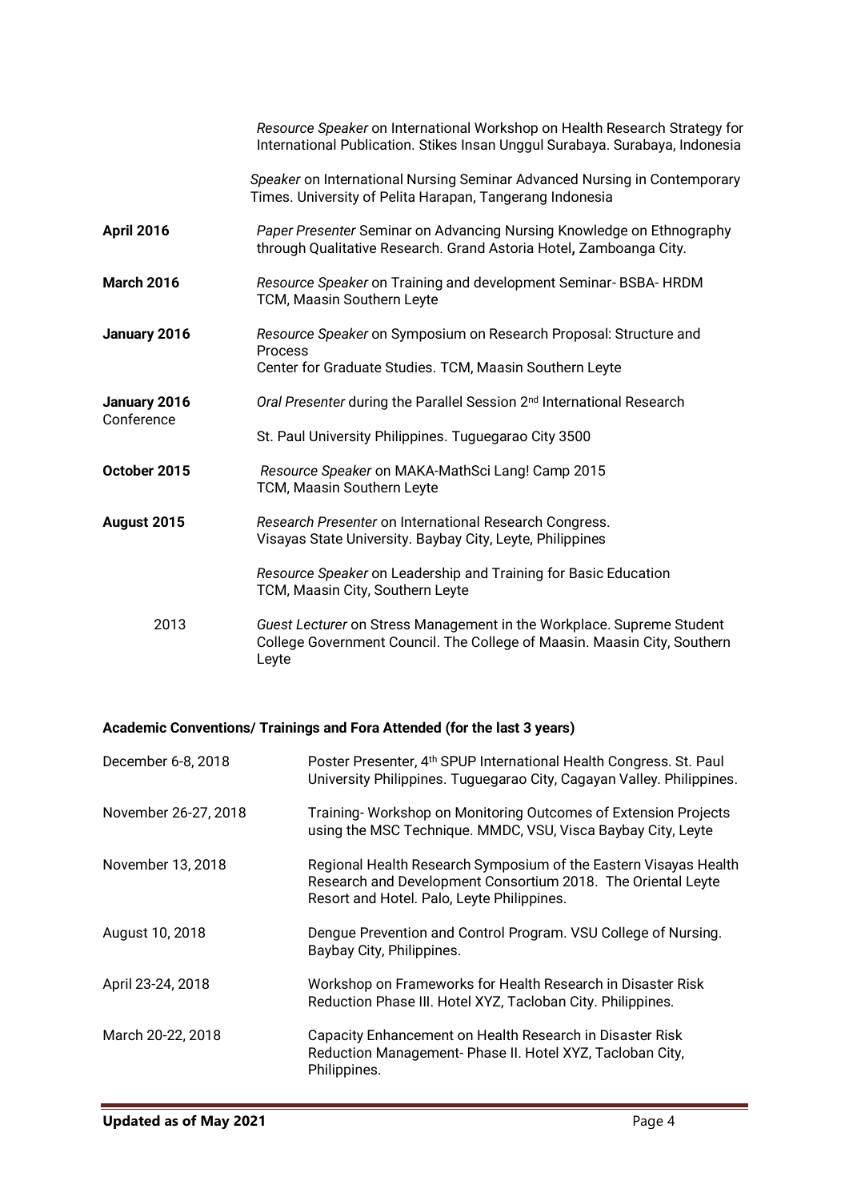| | |
|---|---|
| | *Resource Speaker* on International Workshop on Health Research Strategy for International Publication. Stikes Insan Unggul Surabaya. Surabaya, Indonesia |
| | *Speaker* on International Nursing Seminar Advanced Nursing in Contemporary Times. University of Pelita Harapan, Tangerang Indonesia |
| **April 2016** | *Paper Presenter* Seminar on Advancing Nursing Knowledge on Ethnography through Qualitative Research. Grand Astoria Hotel**,** Zamboanga City. |
| **March 2016** | *Resource Speaker* on Training and development Seminar- BSBA- HRDM TCM, Maasin Southern Leyte |
| **January 2016** | *Resource Speaker* on Symposium on Research Proposal: Structure and Process<br>Center for Graduate Studies. TCM, Maasin Southern Leyte |
| **January 2016** Conference | *Oral Presenter* during the Parallel Session 2nd International Research<br>St. Paul University Philippines. Tuguegarao City 3500 |
| **October 2015** | *Resource Speaker* on MAKA-MathSci Lang! Camp 2015 TCM, Maasin Southern Leyte |
| **August 2015** | *Research Presenter* on International Research Congress. Visayas State University. Baybay City, Leyte, Philippines |
| | *Resource Speaker* on Leadership and Training for Basic Education TCM, Maasin City, Southern Leyte |
| 2013 | *Guest Lecturer* on Stress Management in the Workplace. Supreme Student College Government Council. The College of Maasin. Maasin City, Southern Leyte |

**Academic Conventions/ Trainings and Fora Attended (for the last 3 years)**

| | |
|---|---|
| December 6-8, 2018 | Poster Presenter, 4th SPUP International Health Congress. St. Paul University Philippines. Tuguegarao City, Cagayan Valley. Philippines. |
| November 26-27, 2018 | Training- Workshop on Monitoring Outcomes of Extension Projects using the MSC Technique. MMDC, VSU, Visca Baybay City, Leyte |
| November 13, 2018 | Regional Health Research Symposium of the Eastern Visayas Health Research and Development Consortium 2018. The Oriental Leyte Resort and Hotel. Palo, Leyte Philippines. |
| August 10, 2018 | Dengue Prevention and Control Program. VSU College of Nursing. Baybay City, Philippines. |
| April 23-24, 2018 | Workshop on Frameworks for Health Research in Disaster Risk Reduction Phase III. Hotel XYZ, Tacloban City. Philippines. |
| March 20-22, 2018 | Capacity Enhancement on Health Research in Disaster Risk Reduction Management- Phase II. Hotel XYZ, Tacloban City, Philippines. |

**Updated as of May 2021**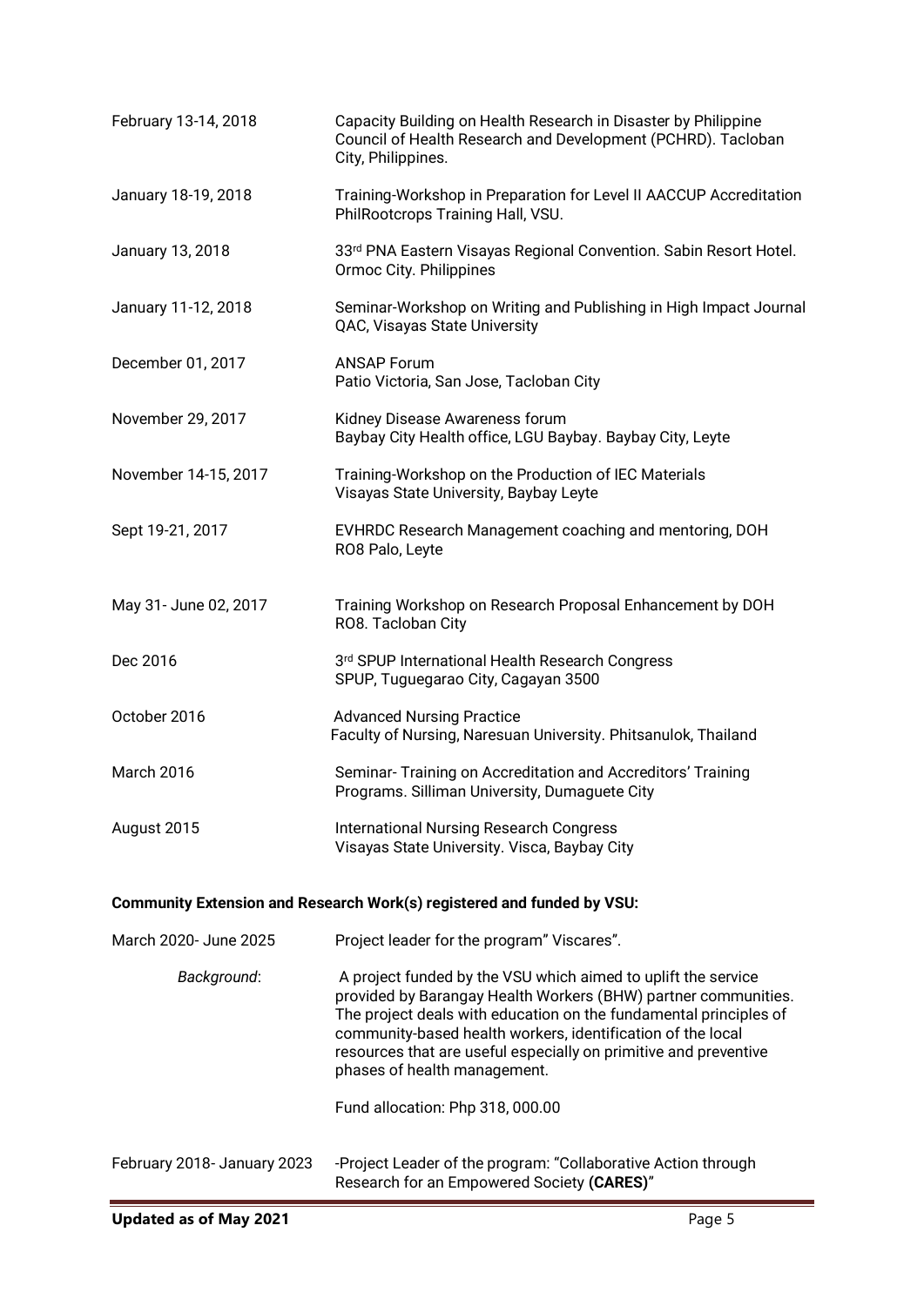| | |
|---|---|
| February 13-14, 2018 | Capacity Building on Health Research in Disaster by Philippine Council of Health Research and Development (PCHRD). Tacloban City, Philippines. |
| January 18-19, 2018 | Training-Workshop in Preparation for Level II AACCUP Accreditation PhilRootcrops Training Hall, VSU. |
| January 13, 2018 | 33rd PNA Eastern Visayas Regional Convention. Sabin Resort Hotel. Ormoc City. Philippines |
| January 11-12, 2018 | Seminar-Workshop on Writing and Publishing in High Impact Journal QAC, Visayas State University |
| December 01, 2017 | ANSAP Forum<br>Patio Victoria, San Jose, Tacloban City |
| November 29, 2017 | Kidney Disease Awareness forum<br>Baybay City Health office, LGU Baybay. Baybay City, Leyte |
| November 14-15, 2017 | Training-Workshop on the Production of IEC Materials<br>Visayas State University, Baybay Leyte |
| Sept 19-21, 2017 | EVHRDC Research Management coaching and mentoring, DOH RO8 Palo, Leyte |
| May 31- June 02, 2017 | Training Workshop on Research Proposal Enhancement by DOH RO8. Tacloban City |
| Dec 2016 | 3rd SPUP International Health Research Congress<br>SPUP, Tuguegarao City, Cagayan 3500 |
| October 2016 | Advanced Nursing Practice<br>Faculty of Nursing, Naresuan University. Phitsanulok, Thailand |
| March 2016 | Seminar- Training on Accreditation and Accreditors' Training Programs. Silliman University, Dumaguete City |
| August 2015 | International Nursing Research Congress<br>Visayas State University. Visca, Baybay City |

**Community Extension and Research Work(s) registered and funded by VSU:**

March 2020- June 2025 — Project leader for the program" Viscares".

*Background*: A project funded by the VSU which aimed to uplift the service provided by Barangay Health Workers (BHW) partner communities. The project deals with education on the fundamental principles of community-based health workers, identification of the local resources that are useful especially on primitive and preventive phases of health management.

Fund allocation: Php 318, 000.00

February 2018- January 2023 — -Project Leader of the program: "Collaborative Action through Research for an Empowered Society **(CARES)**"

**Updated as of May 2021**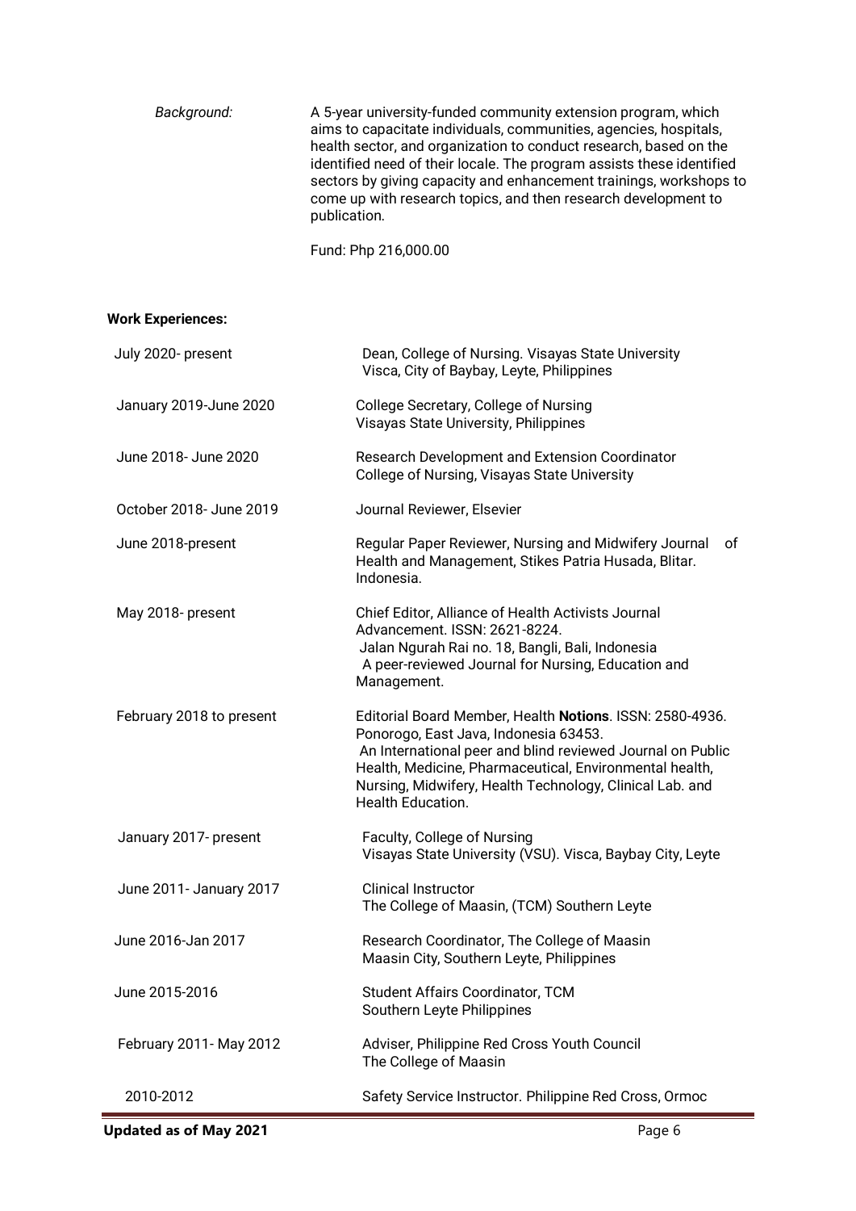*Background:* A 5-year university-funded community extension program, which aims to capacitate individuals, communities, agencies, hospitals, health sector, and organization to conduct research, based on the identified need of their locale. The program assists these identified sectors by giving capacity and enhancement trainings, workshops to come up with research topics, and then research development to publication.

Fund: Php 216,000.00

**Work Experiences:**

| | |
|---|---|
| July 2020- present | Dean, College of Nursing. Visayas State University<br>Visca, City of Baybay, Leyte, Philippines |
| January 2019-June 2020 | College Secretary, College of Nursing<br>Visayas State University, Philippines |
| June 2018- June 2020 | Research Development and Extension Coordinator<br>College of Nursing, Visayas State University |
| October 2018- June 2019 | Journal Reviewer, Elsevier |
| June 2018-present | Regular Paper Reviewer, Nursing and Midwifery Journal of Health and Management, Stikes Patria Husada, Blitar. Indonesia. |
| May 2018- present | Chief Editor, Alliance of Health Activists Journal Advancement. ISSN: 2621-8224.<br>Jalan Ngurah Rai no. 18, Bangli, Bali, Indonesia<br>A peer-reviewed Journal for Nursing, Education and Management. |
| February 2018 to present | Editorial Board Member, Health **Notions**. ISSN: 2580-4936. Ponorogo, East Java, Indonesia 63453.<br>An International peer and blind reviewed Journal on Public Health, Medicine, Pharmaceutical, Environmental health, Nursing, Midwifery, Health Technology, Clinical Lab. and Health Education. |
| January 2017- present | Faculty, College of Nursing<br>Visayas State University (VSU). Visca, Baybay City, Leyte |
| June 2011- January 2017 | Clinical Instructor<br>The College of Maasin, (TCM) Southern Leyte |
| June 2016-Jan 2017 | Research Coordinator, The College of Maasin<br>Maasin City, Southern Leyte, Philippines |
| June 2015-2016 | Student Affairs Coordinator, TCM<br>Southern Leyte Philippines |
| February 2011- May 2012 | Adviser, Philippine Red Cross Youth Council<br>The College of Maasin |
| 2010-2012 | Safety Service Instructor. Philippine Red Cross, Ormoc |

**Updated as of May 2021**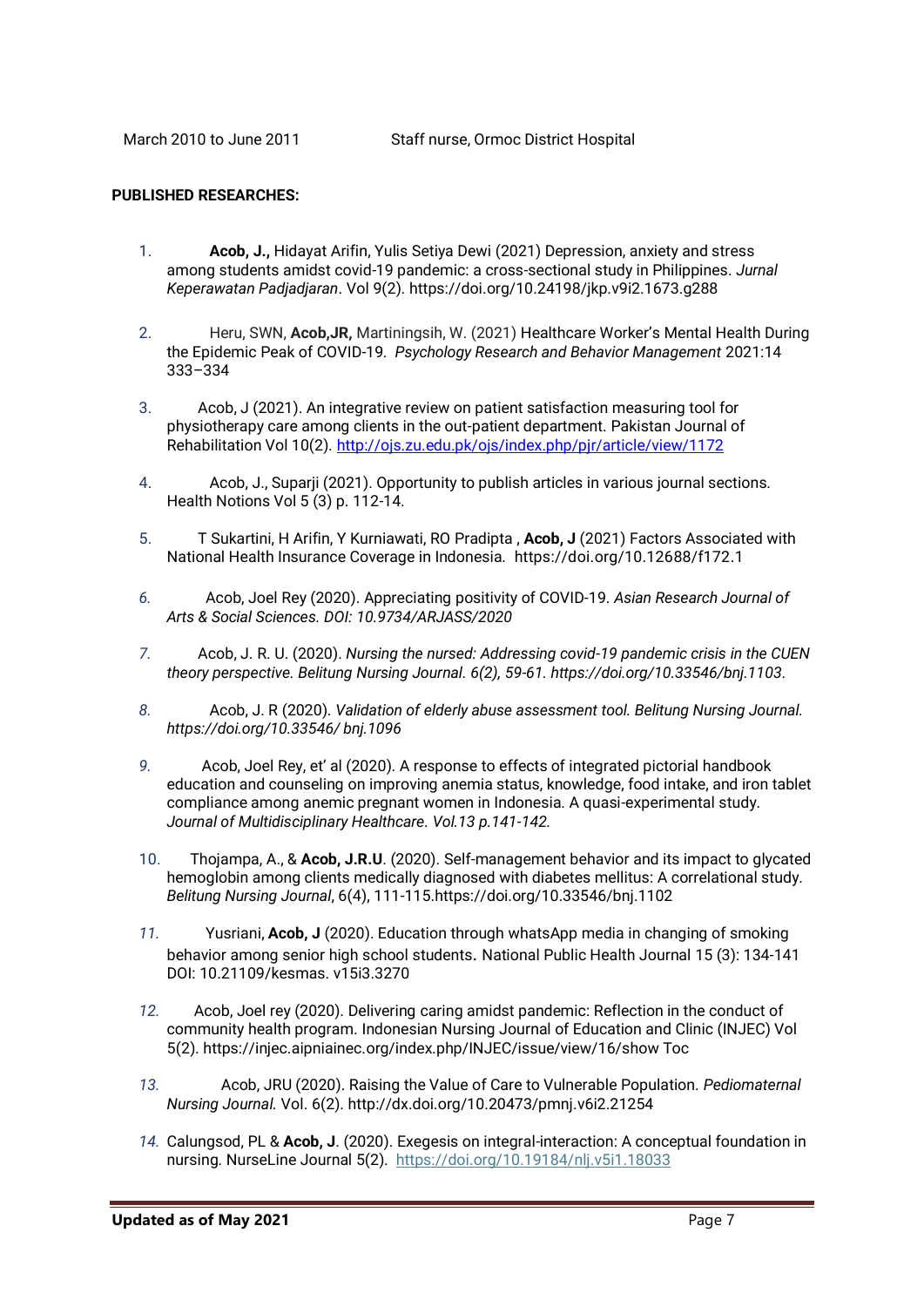March 2010 to June 2011 Staff nurse, Ormoc District Hospital

**PUBLISHED RESEARCHES:**

1. **Acob, J.,** Hidayat Arifin, Yulis Setiya Dewi (2021) Depression, anxiety and stress among students amidst covid-19 pandemic: a cross-sectional study in Philippines. *Jurnal Keperawatan Padjadjaran*. Vol 9(2). https://doi.org/10.24198/jkp.v9i2.1673.g288

2. Heru, SWN, **Acob,JR,** Martiningsih, W. (2021) Healthcare Worker's Mental Health During the Epidemic Peak of COVID-19. *Psychology Research and Behavior Management* 2021:14 333–334

3. Acob, J (2021). An integrative review on patient satisfaction measuring tool for physiotherapy care among clients in the out-patient department. Pakistan Journal of Rehabilitation Vol 10(2). http://ojs.zu.edu.pk/ojs/index.php/pjr/article/view/1172

4. Acob, J., Suparji (2021). Opportunity to publish articles in various journal sections. Health Notions Vol 5 (3) p. 112-14.

5. T Sukartini, H Arifin, Y Kurniawati, RO Pradipta , **Acob, J** (2021) Factors Associated with National Health Insurance Coverage in Indonesia. https://doi.org/10.12688/f172.1

6. Acob, Joel Rey (2020). Appreciating positivity of COVID-19. *Asian Research Journal of Arts & Social Sciences. DOI: 10.9734/ARJASS/2020*

7. Acob, J. R. U. (2020). *Nursing the nursed: Addressing covid-19 pandemic crisis in the CUEN theory perspective. Belitung Nursing Journal. 6(2), 59-61. https://doi.org/10.33546/bnj.1103.*

8. Acob, J. R (2020). *Validation of elderly abuse assessment tool. Belitung Nursing Journal. https://doi.org/10.33546/ bnj.1096*

9. Acob, Joel Rey, et' al (2020). A response to effects of integrated pictorial handbook education and counseling on improving anemia status, knowledge, food intake, and iron tablet compliance among anemic pregnant women in Indonesia. A quasi-experimental study. *Journal of Multidisciplinary Healthcare. Vol.13 p.141-142.*

10. Thojampa, A., & **Acob, J.R.U**. (2020). Self-management behavior and its impact to glycated hemoglobin among clients medically diagnosed with diabetes mellitus: A correlational study. *Belitung Nursing Journal*, 6(4), 111-115.https://doi.org/10.33546/bnj.1102

11. Yusriani, **Acob, J** (2020). Education through whatsApp media in changing of smoking behavior among senior high school students**.** National Public Health Journal 15 (3): 134-141 DOI: 10.21109/kesmas. v15i3.3270

12. Acob, Joel rey (2020). Delivering caring amidst pandemic: Reflection in the conduct of community health program. Indonesian Nursing Journal of Education and Clinic (INJEC) Vol 5(2). https://injec.aipniainec.org/index.php/INJEC/issue/view/16/show Toc

13. Acob, JRU (2020). Raising the Value of Care to Vulnerable Population. *Pediomaternal Nursing Journal.* Vol. 6(2). http://dx.doi.org/10.20473/pmnj.v6i2.21254

14. Calungsod, PL & **Acob, J**. (2020). Exegesis on integral-interaction: A conceptual foundation in nursing. NurseLine Journal 5(2). https://doi.org/10.19184/nlj.v5i1.18033

**Updated as of May 2021**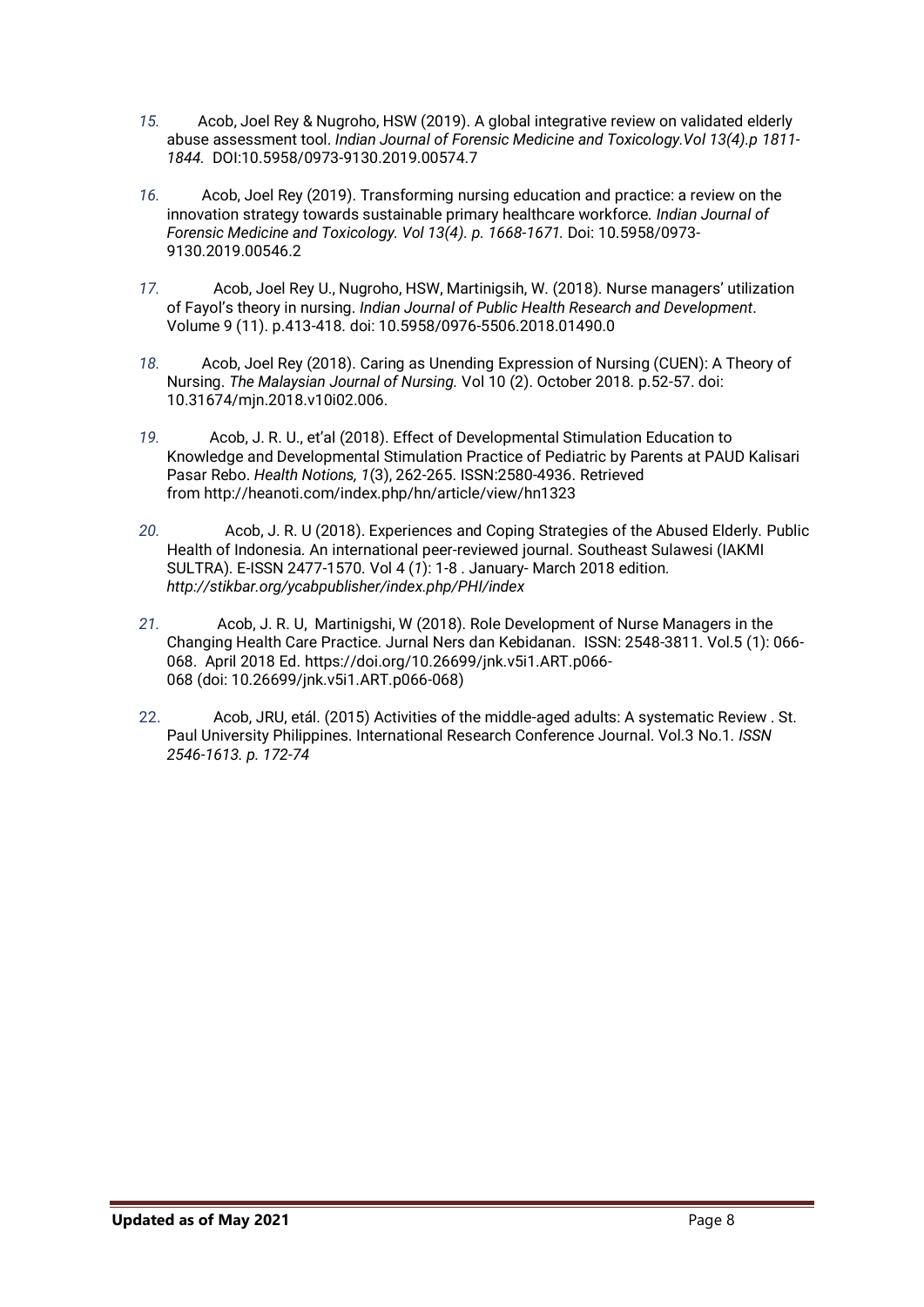15. Acob, Joel Rey & Nugroho, HSW (2019). A global integrative review on validated elderly abuse assessment tool. *Indian Journal of Forensic Medicine and Toxicology.Vol 13(4).p 1811-1844.* DOI:10.5958/0973-9130.2019.00574.7

16. Acob, Joel Rey (2019). Transforming nursing education and practice: a review on the innovation strategy towards sustainable primary healthcare workforce. *Indian Journal of Forensic Medicine and Toxicology. Vol 13(4). p. 1668-1671.* Doi: 10.5958/0973-9130.2019.00546.2

17. Acob, Joel Rey U., Nugroho, HSW, Martinigsih, W. (2018). Nurse managers' utilization of Fayol's theory in nursing. *Indian Journal of Public Health Research and Development*. Volume 9 (11). p.413-418. doi: 10.5958/0976-5506.2018.01490.0

18. Acob, Joel Rey (2018). Caring as Unending Expression of Nursing (CUEN): A Theory of Nursing. *The Malaysian Journal of Nursing.* Vol 10 (2). October 2018. p.52-57. doi: 10.31674/mjn.2018.v10i02.006.

19. Acob, J. R. U., et'al (2018). Effect of Developmental Stimulation Education to Knowledge and Developmental Stimulation Practice of Pediatric by Parents at PAUD Kalisari Pasar Rebo. *Health Notions, 1*(3), 262-265. ISSN:2580-4936. Retrieved from http://heanoti.com/index.php/hn/article/view/hn1323

20. Acob, J. R. U (2018). Experiences and Coping Strategies of the Abused Elderly. Public Health of Indonesia. An international peer-reviewed journal. Southeast Sulawesi (IAKMI SULTRA). E-ISSN 2477-1570. Vol 4 (*1*): 1-8 . January- March 2018 edition. *http://stikbar.org/ycabpublisher/index.php/PHI/index*

21. Acob, J. R. U, Martinigshi, W (2018). Role Development of Nurse Managers in the Changing Health Care Practice. Jurnal Ners dan Kebidanan. ISSN: 2548-3811. Vol.5 (1): 066-068. April 2018 Ed. https://doi.org/10.26699/jnk.v5i1.ART.p066-068 (doi: 10.26699/jnk.v5i1.ART.p066-068)

22. Acob, JRU, etál. (2015) Activities of the middle-aged adults: A systematic Review . St. Paul University Philippines. International Research Conference Journal. Vol.3 No.1. *ISSN 2546-1613. p. 172-74*

**Updated as of May 2021**